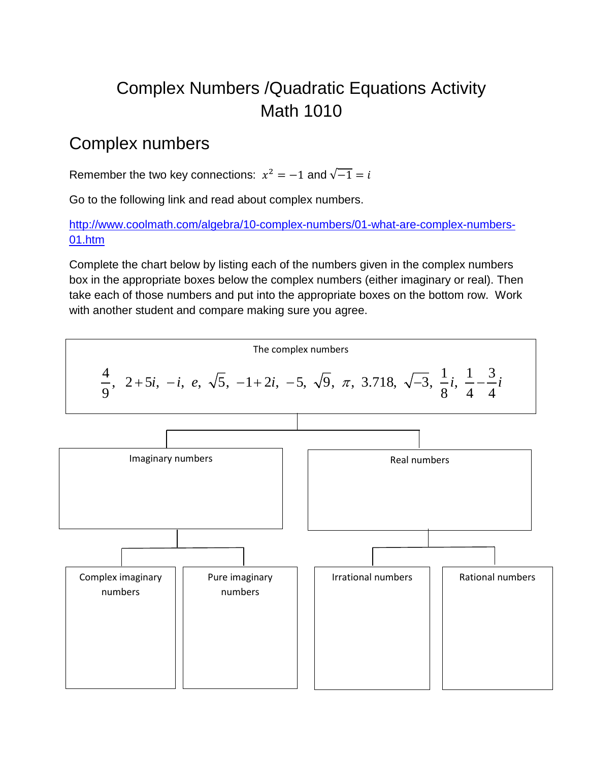# Complex Numbers /Quadratic Equations Activity
# Math 1010

## Complex numbers

Remember the two key connections: $x^2 = -1$ and $\sqrt{-1} = i$

Go to the following link and read about complex numbers.

http://www.coolmath.com/algebra/10-complex-numbers/01-what-are-complex-numbers-01.htm

Complete the chart below by listing each of the numbers given in the complex numbers box in the appropriate boxes below the complex numbers (either imaginary or real). Then take each of those numbers and put into the appropriate boxes on the bottom row. Work with another student and compare making sure you agree.

The complex numbers

$$\frac{4}{9},\ 2+5i,\ -i,\ e,\ \sqrt{5},\ -1+2i,\ -5,\ \sqrt{9},\ \pi,\ 3.718,\ \sqrt{-3},\ \frac{1}{8}i,\ \frac{1}{4}-\frac{3}{4}i$$

| Imaginary numbers | | Real numbers | |
|---|---|---|---|
| | | | |
| Complex imaginary numbers | Pure imaginary numbers | Irrational numbers | Rational numbers |
| | | | |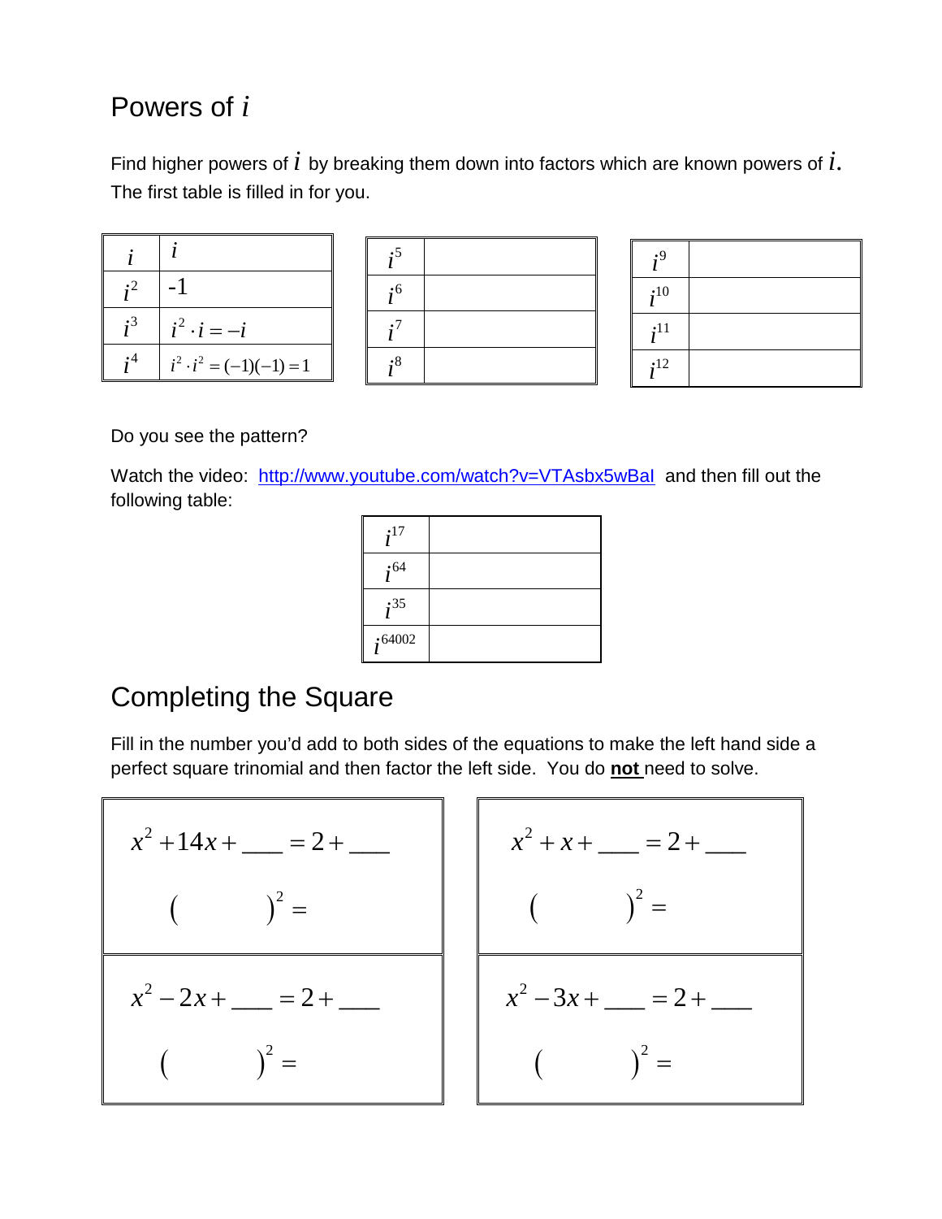# Powers of $i$

Find higher powers of $i$ by breaking them down into factors which are known powers of $i$. The first table is filled in for you.

| | |
|---|---|
| $i$ | $i$ |
| $i^2$ | -1 |
| $i^3$ | $i^2 \cdot i = -i$ |
| $i^4$ | $i^2 \cdot i^2 = (-1)(-1) = 1$ |

| | |
|---|---|
| $i^5$ | |
| $i^6$ | |
| $i^7$ | |
| $i^8$ | |

| | |
|---|---|
| $i^9$ | |
| $i^{10}$ | |
| $i^{11}$ | |
| $i^{12}$ | |

Do you see the pattern?

Watch the video: http://www.youtube.com/watch?v=VTAsbx5wBaI and then fill out the following table:

| | |
|---|---|
| $i^{17}$ | |
| $i^{64}$ | |
| $i^{35}$ | |
| $i^{64002}$ | |

# Completing the Square

Fill in the number you'd add to both sides of the equations to make the left hand side a perfect square trinomial and then factor the left side. You do **not** need to solve.

| | |
|---|---|
| $x^2 + 14x + \_\_\_ = 2 + \_\_\_$ <br> $(\qquad)^2 =$ | $x^2 + x + \_\_\_ = 2 + \_\_\_$ <br> $(\qquad)^2 =$ |
| $x^2 - 2x + \_\_\_ = 2 + \_\_\_$ <br> $(\qquad)^2 =$ | $x^2 - 3x + \_\_\_ = 2 + \_\_\_$ <br> $(\qquad)^2 =$ |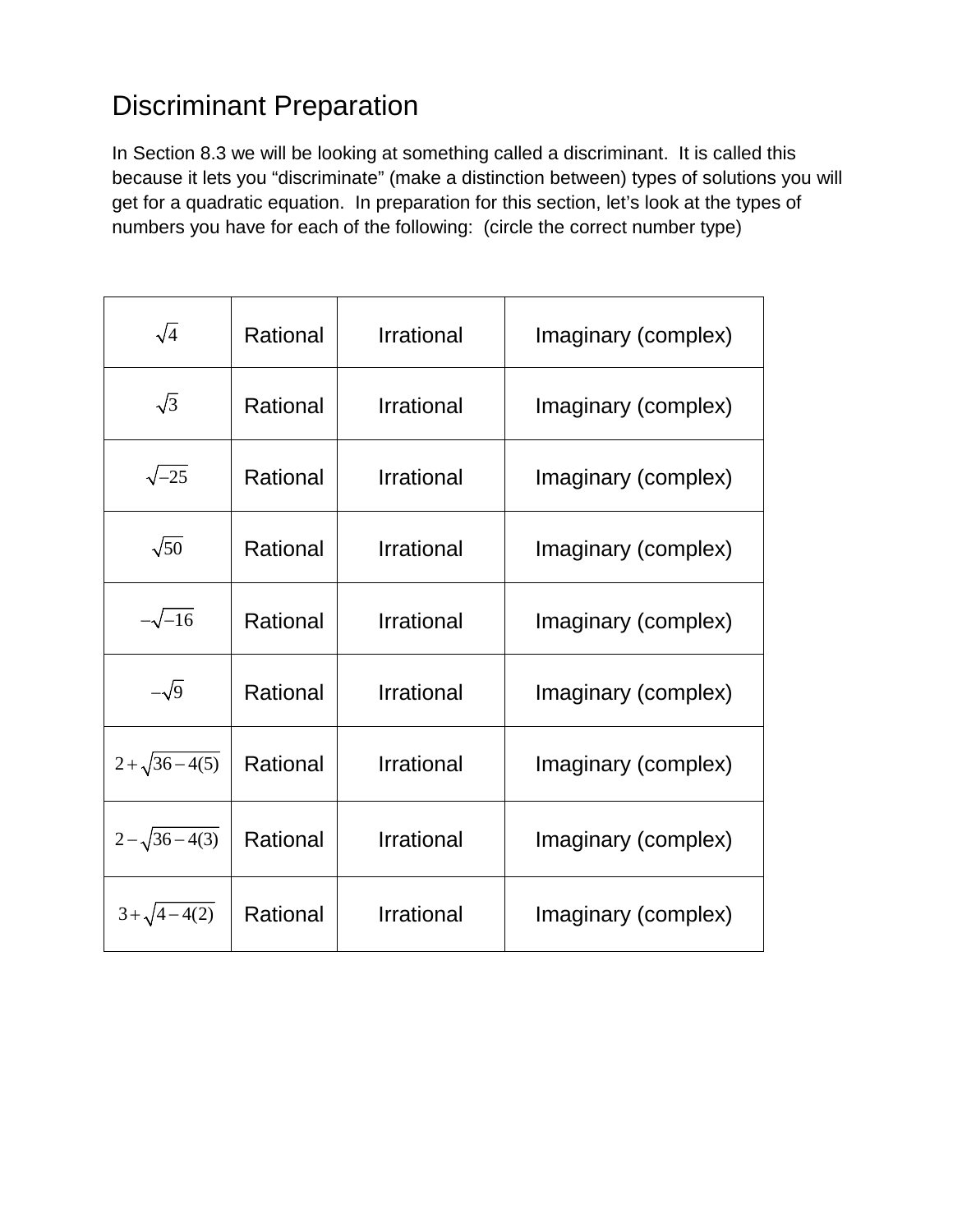# Discriminant Preparation

In Section 8.3 we will be looking at something called a discriminant. It is called this because it lets you "discriminate" (make a distinction between) types of solutions you will get for a quadratic equation. In preparation for this section, let's look at the types of numbers you have for each of the following: (circle the correct number type)

| | | | |
|---|---|---|---|
| $\sqrt{4}$ | Rational | Irrational | Imaginary (complex) |
| $\sqrt{3}$ | Rational | Irrational | Imaginary (complex) |
| $\sqrt{-25}$ | Rational | Irrational | Imaginary (complex) |
| $\sqrt{50}$ | Rational | Irrational | Imaginary (complex) |
| $-\sqrt{-16}$ | Rational | Irrational | Imaginary (complex) |
| $-\sqrt{9}$ | Rational | Irrational | Imaginary (complex) |
| $2+\sqrt{36-4(5)}$ | Rational | Irrational | Imaginary (complex) |
| $2-\sqrt{36-4(3)}$ | Rational | Irrational | Imaginary (complex) |
| $3+\sqrt{4-4(2)}$ | Rational | Irrational | Imaginary (complex) |